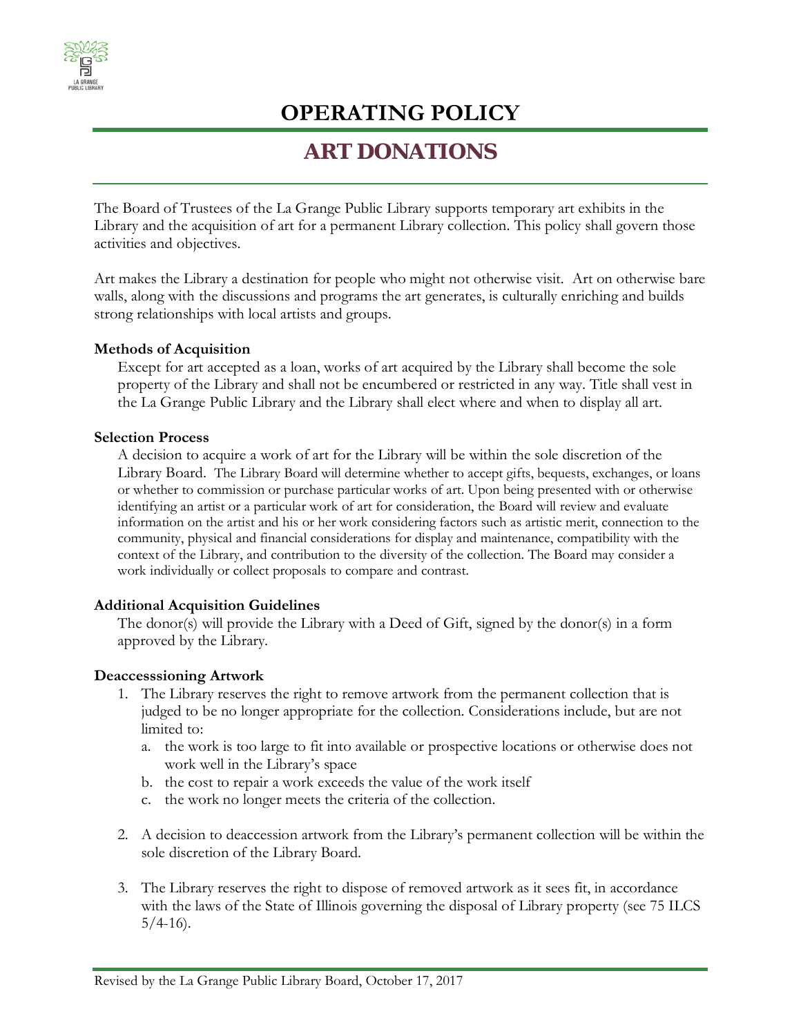# OPERATING POLICY

## ART DONATIONS

The Board of Trustees of the La Grange Public Library supports temporary art exhibits in the Library and the acquisition of art for a permanent Library collection. This policy shall govern those activities and objectives.

Art makes the Library a destination for people who might not otherwise visit. Art on otherwise bare walls, along with the discussions and programs the art generates, is culturally enriching and builds strong relationships with local artists and groups.

**Methods of Acquisition**

Except for art accepted as a loan, works of art acquired by the Library shall become the sole property of the Library and shall not be encumbered or restricted in any way. Title shall vest in the La Grange Public Library and the Library shall elect where and when to display all art.

**Selection Process**

A decision to acquire a work of art for the Library will be within the sole discretion of the Library Board. The Library Board will determine whether to accept gifts, bequests, exchanges, or loans or whether to commission or purchase particular works of art. Upon being presented with or otherwise identifying an artist or a particular work of art for consideration, the Board will review and evaluate information on the artist and his or her work considering factors such as artistic merit, connection to the community, physical and financial considerations for display and maintenance, compatibility with the context of the Library, and contribution to the diversity of the collection. The Board may consider a work individually or collect proposals to compare and contrast.

**Additional Acquisition Guidelines**

The donor(s) will provide the Library with a Deed of Gift, signed by the donor(s) in a form approved by the Library.

**Deaccesssioning Artwork**

1. The Library reserves the right to remove artwork from the permanent collection that is judged to be no longer appropriate for the collection. Considerations include, but are not limited to:
   a. the work is too large to fit into available or prospective locations or otherwise does not work well in the Library's space
   b. the cost to repair a work exceeds the value of the work itself
   c. the work no longer meets the criteria of the collection.

2. A decision to deaccession artwork from the Library's permanent collection will be within the sole discretion of the Library Board.

3. The Library reserves the right to dispose of removed artwork as it sees fit, in accordance with the laws of the State of Illinois governing the disposal of Library property (see 75 ILCS 5/4-16).

Revised by the La Grange Public Library Board, October 17, 2017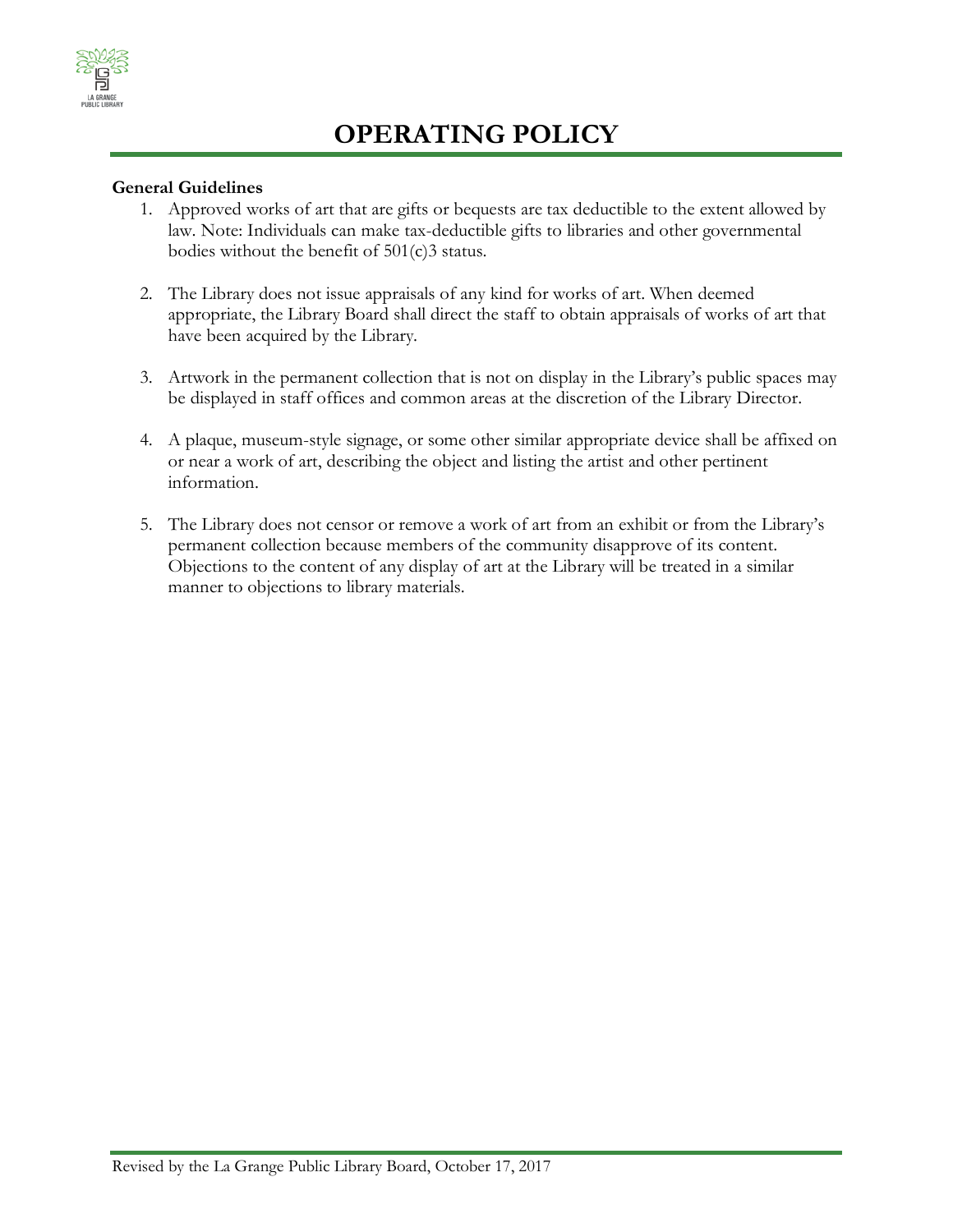# OPERATING POLICY

**General Guidelines**

1. Approved works of art that are gifts or bequests are tax deductible to the extent allowed by law. Note: Individuals can make tax-deductible gifts to libraries and other governmental bodies without the benefit of 501(c)3 status.

2. The Library does not issue appraisals of any kind for works of art. When deemed appropriate, the Library Board shall direct the staff to obtain appraisals of works of art that have been acquired by the Library.

3. Artwork in the permanent collection that is not on display in the Library's public spaces may be displayed in staff offices and common areas at the discretion of the Library Director.

4. A plaque, museum-style signage, or some other similar appropriate device shall be affixed on or near a work of art, describing the object and listing the artist and other pertinent information.

5. The Library does not censor or remove a work of art from an exhibit or from the Library's permanent collection because members of the community disapprove of its content. Objections to the content of any display of art at the Library will be treated in a similar manner to objections to library materials.

Revised by the La Grange Public Library Board, October 17, 2017